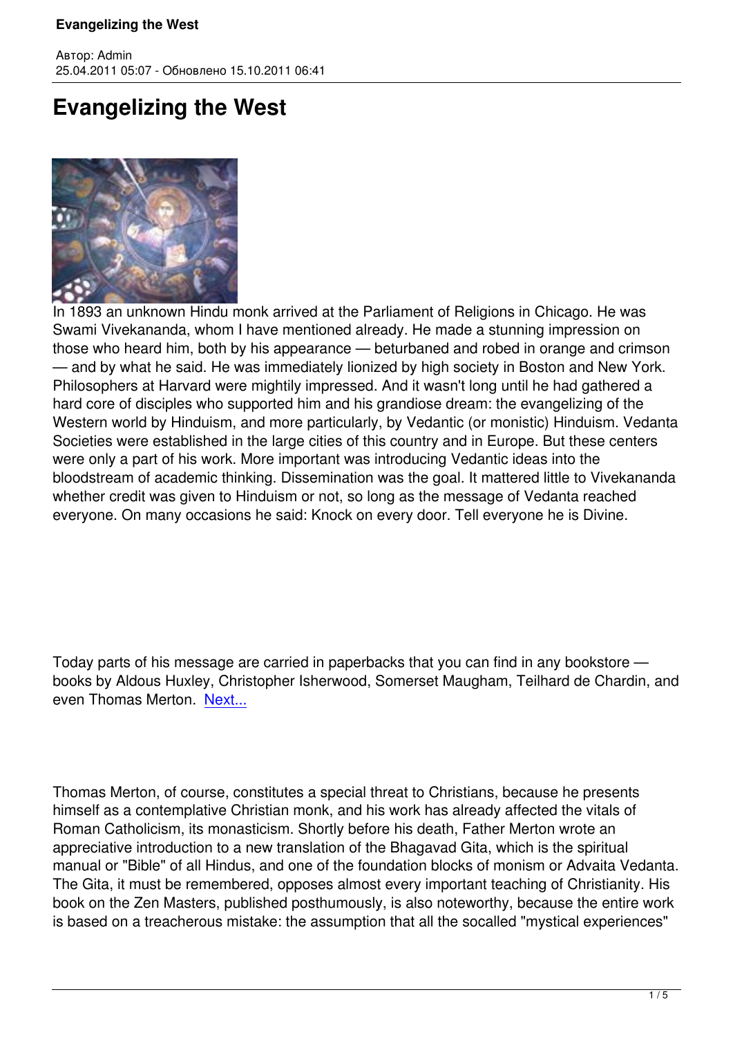# Evangelizing the West

In 1893 an unknown Hindu monk arrived at the Parliament of Religions in Chicago. He was Swami Vivekananda, whom I have mentioned already. He made a stunning impression on those who heard him, both by his appearance — beturbaned and robed in orange and crimson — and by what he said. He was immediately lionized by high society in Boston and New York. Philosophers at Harvard were mightily impressed. And it wasn't long until he had gathered a hard core of disciples who supported him and his grandiose dream: the evangelizing of the Western world by Hinduism, and more particularly, by Vedantic (or monistic) Hinduism. Vedanta Societies were established in the large cities of this country and in Europe. But these centers were only a part of his work. More important was introducing Vedantic ideas into the bloodstream of academic thinking. Dissemination was the goal. It mattered little to Vivekananda whether credit was given to Hinduism or not, so long as the message of Vedanta reached everyone. On many occasions he said: Knock on every door. Tell everyone he is Divine.

Today parts of his message are carried in paperbacks that you can find in any bookstore — books by Aldous Huxley, Christopher Isherwood, Somerset Maugham, Teilhard de Chardin, and even Thomas Merton. Next...

Thomas Merton, of course, constitutes a special threat to Christians, because he presents himself as a contemplative Christian monk, and his work has already affected the vitals of Roman Catholicism, its monasticism. Shortly before his death, Father Merton wrote an appreciative introduction to a new translation of the Bhagavad Gita, which is the spiritual manual or "Bible" of all Hindus, and one of the foundation blocks of monism or Advaita Vedanta. The Gita, it must be remembered, opposes almost every important teaching of Christianity. His book on the Zen Masters, published posthumously, is also noteworthy, because the entire work is based on a treacherous mistake: the assumption that all the socalled "mystical experiences"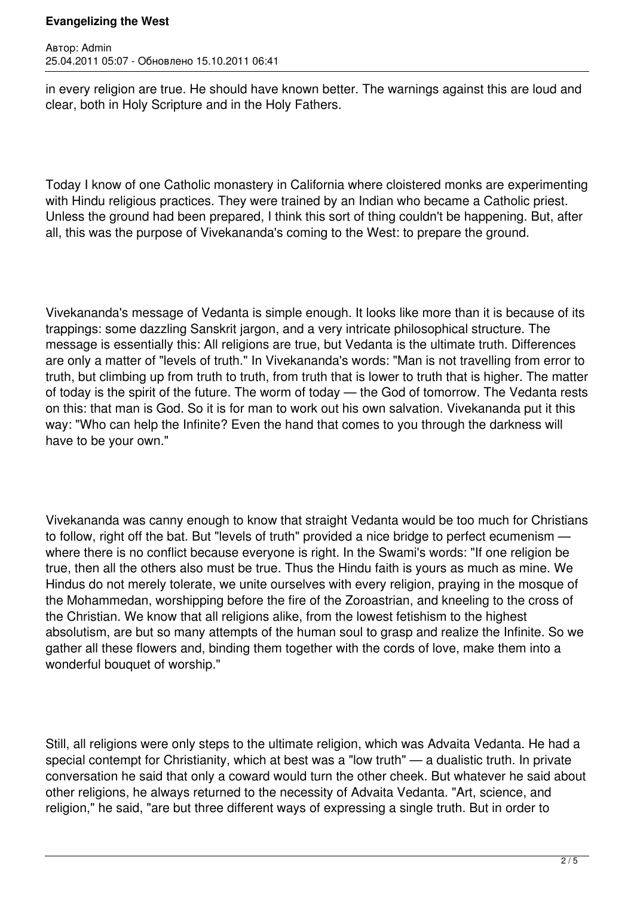in every religion are true. He should have known better. The warnings against this are loud and clear, both in Holy Scripture and in the Holy Fathers.

Today I know of one Catholic monastery in California where cloistered monks are experimenting with Hindu religious practices. They were trained by an Indian who became a Catholic priest. Unless the ground had been prepared, I think this sort of thing couldn't be happening. But, after all, this was the purpose of Vivekananda's coming to the West: to prepare the ground.

Vivekananda's message of Vedanta is simple enough. It looks like more than it is because of its trappings: some dazzling Sanskrit jargon, and a very intricate philosophical structure. The message is essentially this: All religions are true, but Vedanta is the ultimate truth. Differences are only a matter of "levels of truth." In Vivekananda's words: "Man is not travelling from error to truth, but climbing up from truth to truth, from truth that is lower to truth that is higher. The matter of today is the spirit of the future. The worm of today — the God of tomorrow. The Vedanta rests on this: that man is God. So it is for man to work out his own salvation. Vivekananda put it this way: "Who can help the Infinite? Even the hand that comes to you through the darkness will have to be your own."

Vivekananda was canny enough to know that straight Vedanta would be too much for Christians to follow, right off the bat. But "levels of truth" provided a nice bridge to perfect ecumenism — where there is no conflict because everyone is right. In the Swami's words: "If one religion be true, then all the others also must be true. Thus the Hindu faith is yours as much as mine. We Hindus do not merely tolerate, we unite ourselves with every religion, praying in the mosque of the Mohammedan, worshipping before the fire of the Zoroastrian, and kneeling to the cross of the Christian. We know that all religions alike, from the lowest fetishism to the highest absolutism, are but so many attempts of the human soul to grasp and realize the Infinite. So we gather all these flowers and, binding them together with the cords of love, make them into a wonderful bouquet of worship."

Still, all religions were only steps to the ultimate religion, which was Advaita Vedanta. He had a special contempt for Christianity, which at best was a "low truth" — a dualistic truth. In private conversation he said that only a coward would turn the other cheek. But whatever he said about other religions, he always returned to the necessity of Advaita Vedanta. "Art, science, and religion," he said, "are but three different ways of expressing a single truth. But in order to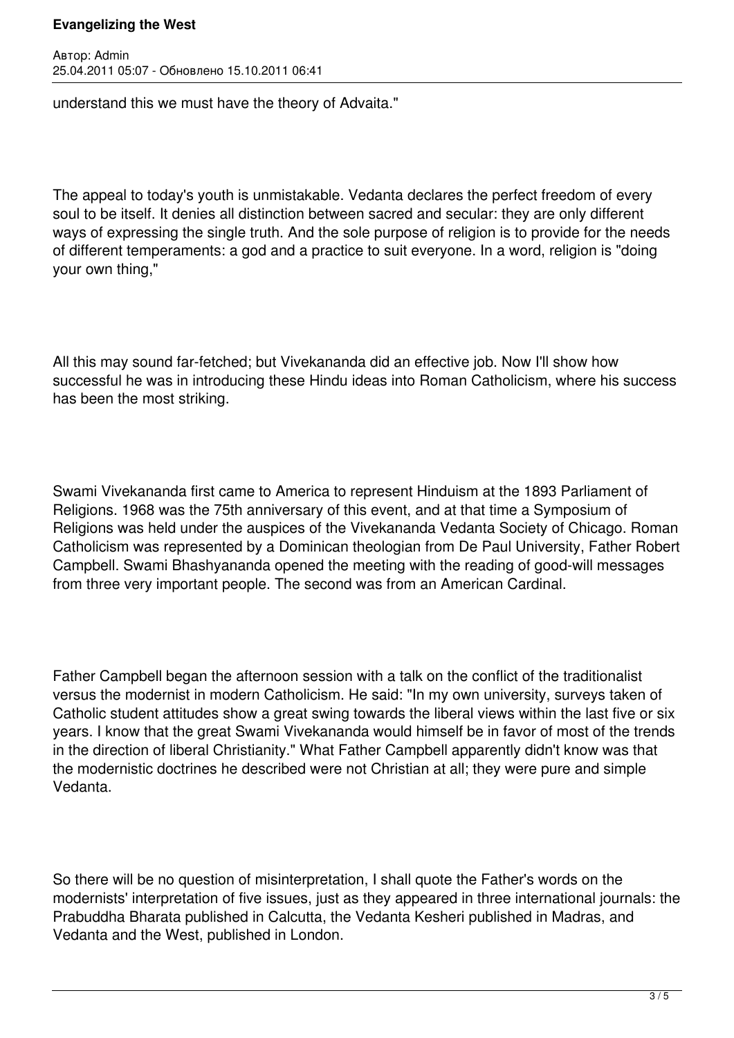understand this we must have the theory of Advaita."

The appeal to today's youth is unmistakable. Vedanta declares the perfect freedom of every soul to be itself. It denies all distinction between sacred and secular: they are only different ways of expressing the single truth. And the sole purpose of religion is to provide for the needs of different temperaments: a god and a practice to suit everyone. In a word, religion is "doing your own thing,"

All this may sound far-fetched; but Vivekananda did an effective job. Now I'll show how successful he was in introducing these Hindu ideas into Roman Catholicism, where his success has been the most striking.

Swami Vivekananda first came to America to represent Hinduism at the 1893 Parliament of Religions. 1968 was the 75th anniversary of this event, and at that time a Symposium of Religions was held under the auspices of the Vivekananda Vedanta Society of Chicago. Roman Catholicism was represented by a Dominican theologian from De Paul University, Father Robert Campbell. Swami Bhashyananda opened the meeting with the reading of good-will messages from three very important people. The second was from an American Cardinal.

Father Campbell began the afternoon session with a talk on the conflict of the traditionalist versus the modernist in modern Catholicism. He said: "In my own university, surveys taken of Catholic student attitudes show a great swing towards the liberal views within the last five or six years. I know that the great Swami Vivekananda would himself be in favor of most of the trends in the direction of liberal Christianity." What Father Campbell apparently didn't know was that the modernistic doctrines he described were not Christian at all; they were pure and simple Vedanta.

So there will be no question of misinterpretation, I shall quote the Father's words on the modernists' interpretation of five issues, just as they appeared in three international journals: the Prabuddha Bharata published in Calcutta, the Vedanta Kesheri published in Madras, and Vedanta and the West, published in London.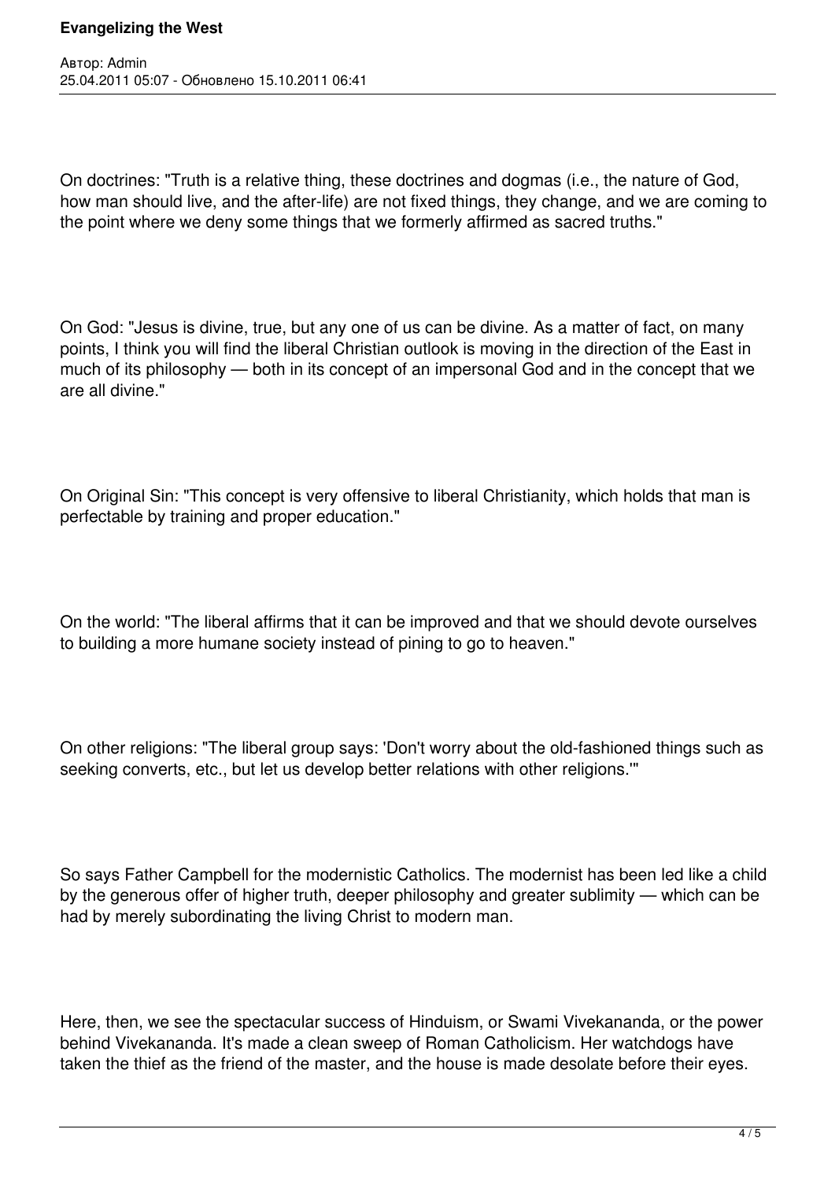On doctrines: "Truth is a relative thing, these doctrines and dogmas (i.e., the nature of God, how man should live, and the after-life) are not fixed things, they change, and we are coming to the point where we deny some things that we formerly affirmed as sacred truths."

On God: "Jesus is divine, true, but any one of us can be divine. As a matter of fact, on many points, I think you will find the liberal Christian outlook is moving in the direction of the East in much of its philosophy — both in its concept of an impersonal God and in the concept that we are all divine."

On Original Sin: "This concept is very offensive to liberal Christianity, which holds that man is perfectable by training and proper education."

On the world: "The liberal affirms that it can be improved and that we should devote ourselves to building a more humane society instead of pining to go to heaven."

On other religions: "The liberal group says: 'Don't worry about the old-fashioned things such as seeking converts, etc., but let us develop better relations with other religions.'"

So says Father Campbell for the modernistic Catholics. The modernist has been led like a child by the generous offer of higher truth, deeper philosophy and greater sublimity — which can be had by merely subordinating the living Christ to modern man.

Here, then, we see the spectacular success of Hinduism, or Swami Vivekananda, or the power behind Vivekananda. It's made a clean sweep of Roman Catholicism. Her watchdogs have taken the thief as the friend of the master, and the house is made desolate before their eyes.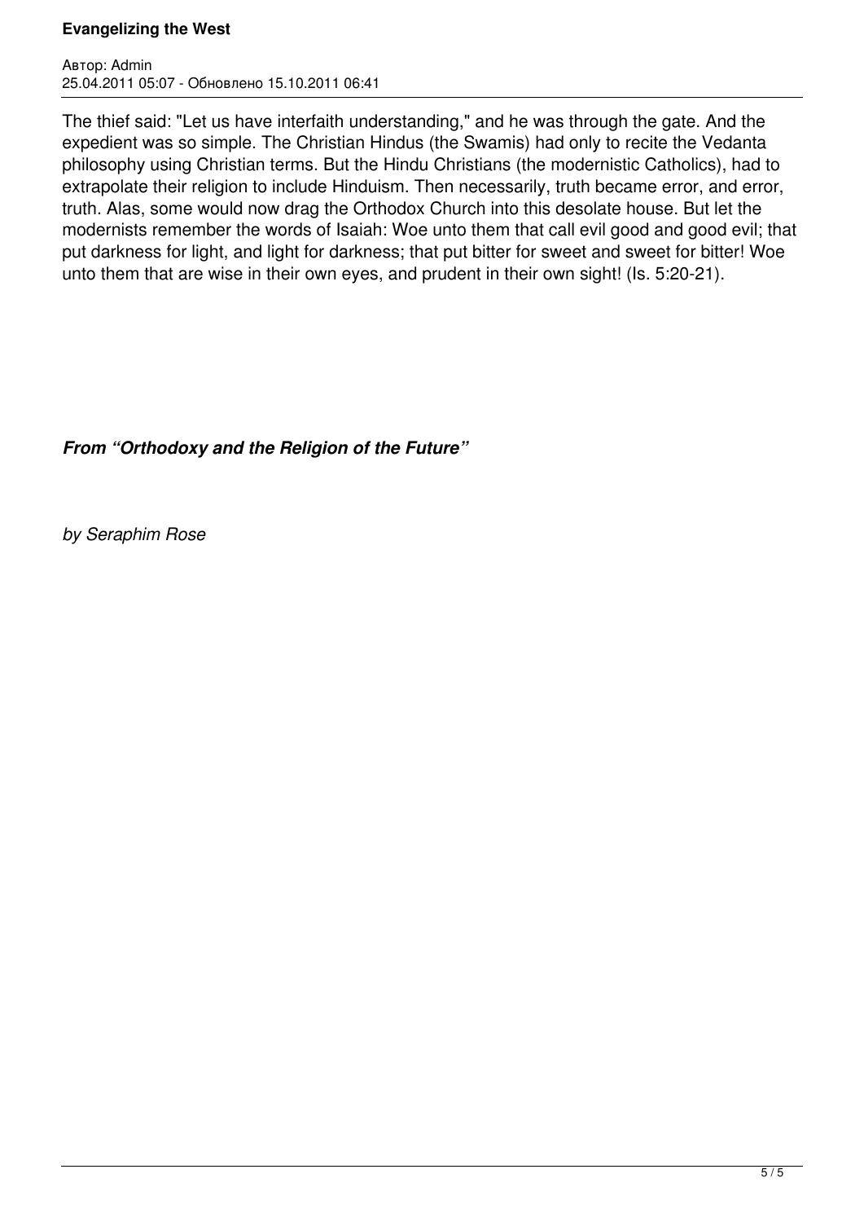The thief said: "Let us have interfaith understanding," and he was through the gate. And the expedient was so simple. The Christian Hindus (the Swamis) had only to recite the Vedanta philosophy using Christian terms. But the Hindu Christians (the modernistic Catholics), had to extrapolate their religion to include Hinduism. Then necessarily, truth became error, and error, truth. Alas, some would now drag the Orthodox Church into this desolate house. But let the modernists remember the words of Isaiah: Woe unto them that call evil good and good evil; that put darkness for light, and light for darkness; that put bitter for sweet and sweet for bitter! Woe unto them that are wise in their own eyes, and prudent in their own sight! (Is. 5:20-21).

***From "Orthodoxy and the Religion of the Future"***

*by Seraphim Rose*